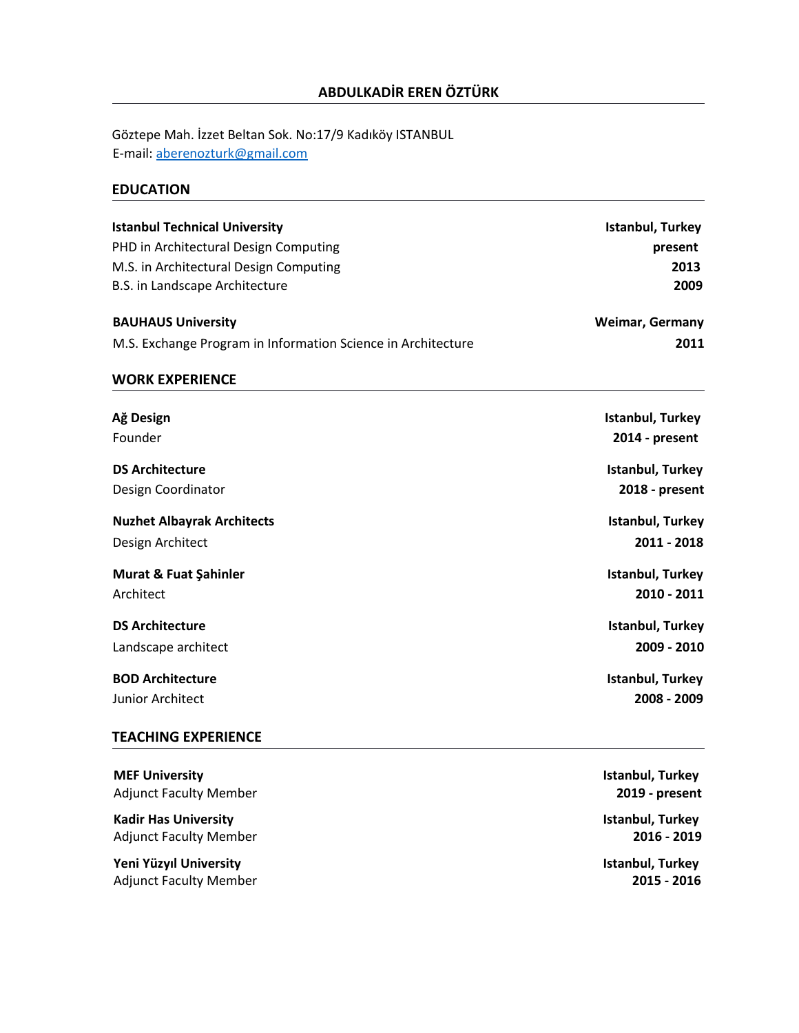# ABDULKADİR EREN ÖZTÜRK

Göztepe Mah. İzzet Beltan Sok. No:17/9 Kadıköy ISTANBUL
E-mail: [aberenozturk@gmail.com](mailto:aberenozturk@gmail.com)

## EDUCATION

**Istanbul Technical University** — **Istanbul, Turkey**
PHD in Architectural Design Computing — **present**
M.S. in Architectural Design Computing — **2013**
B.S. in Landscape Architecture — **2009**

**BAUHAUS University** — **Weimar, Germany**
M.S. Exchange Program in Information Science in Architecture — **2011**

## WORK EXPERIENCE

**Ağ Design** — **Istanbul, Turkey**
Founder — **2014 - present**

**DS Architecture** — **Istanbul, Turkey**
Design Coordinator — **2018 - present**

**Nuzhet Albayrak Architects** — **Istanbul, Turkey**
Design Architect — **2011 - 2018**

**Murat & Fuat Şahinler** — **Istanbul, Turkey**
Architect — **2010 - 2011**

**DS Architecture** — **Istanbul, Turkey**
Landscape architect — **2009 - 2010**

**BOD Architecture** — **Istanbul, Turkey**
Junior Architect — **2008 - 2009**

## TEACHING EXPERIENCE

**MEF University** — **Istanbul, Turkey**
Adjunct Faculty Member — **2019 - present**

**Kadir Has University** — **Istanbul, Turkey**
Adjunct Faculty Member — **2016 - 2019**

**Yeni Yüzyıl University** — **Istanbul, Turkey**
Adjunct Faculty Member — **2015 - 2016**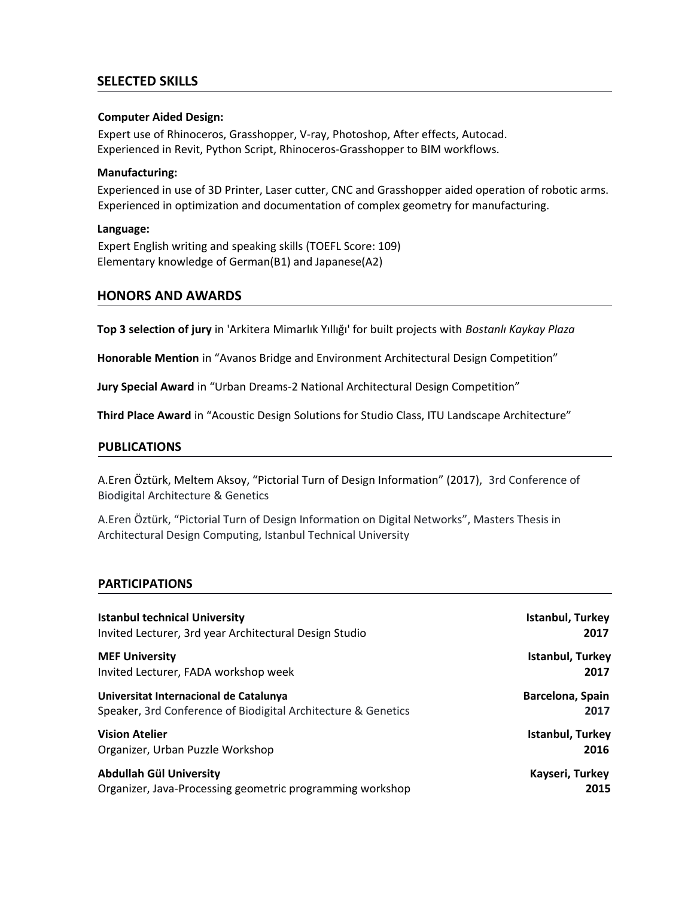## SELECTED SKILLS

**Computer Aided Design:**

Expert use of Rhinoceros, Grasshopper, V-ray, Photoshop, After effects, Autocad.
Experienced in Revit, Python Script, Rhinoceros-Grasshopper to BIM workflows.

**Manufacturing:**

Experienced in use of 3D Printer, Laser cutter, CNC and Grasshopper aided operation of robotic arms.
Experienced in optimization and documentation of complex geometry for manufacturing.

**Language:**

Expert English writing and speaking skills (TOEFL Score: 109)
Elementary knowledge of German(B1) and Japanese(A2)

## HONORS AND AWARDS

**Top 3 selection of jury** in 'Arkitera Mimarlık Yıllığı' for built projects with *Bostanlı Kaykay Plaza*

**Honorable Mention** in "Avanos Bridge and Environment Architectural Design Competition"

**Jury Special Award** in "Urban Dreams-2 National Architectural Design Competition"

**Third Place Award** in "Acoustic Design Solutions for Studio Class, ITU Landscape Architecture"

## PUBLICATIONS

A.Eren Öztürk, Meltem Aksoy, "Pictorial Turn of Design Information" (2017), 3rd Conference of Biodigital Architecture & Genetics

A.Eren Öztürk, "Pictorial Turn of Design Information on Digital Networks", Masters Thesis in Architectural Design Computing, Istanbul Technical University

## PARTICIPATIONS

**Istanbul technical University** — **Istanbul, Turkey**
Invited Lecturer, 3rd year Architectural Design Studio — **2017**

**MEF University** — **Istanbul, Turkey**
Invited Lecturer, FADA workshop week — **2017**

**Universitat Internacional de Catalunya** — **Barcelona, Spain**
Speaker, 3rd Conference of Biodigital Architecture & Genetics — **2017**

**Vision Atelier** — **Istanbul, Turkey**
Organizer, Urban Puzzle Workshop — **2016**

**Abdullah Gül University** — **Kayseri, Turkey**
Organizer, Java-Processing geometric programming workshop — **2015**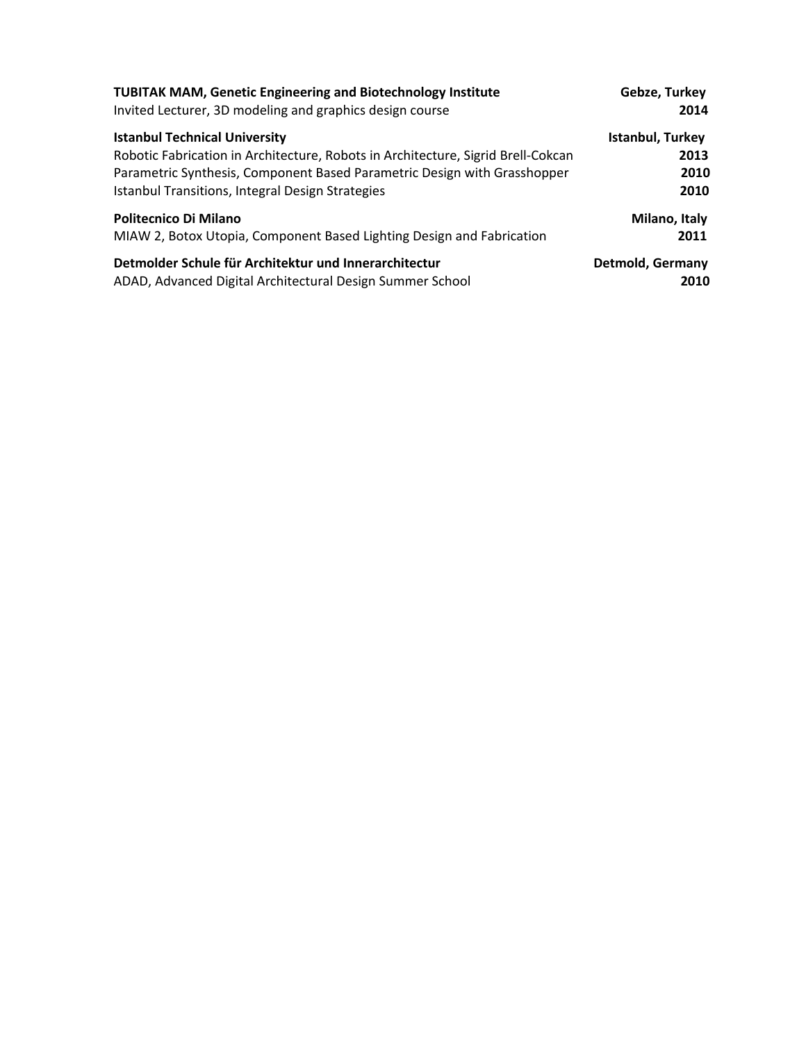**TUBITAK MAM, Genetic Engineering and Biotechnology Institute** **Gebze, Turkey**
Invited Lecturer, 3D modeling and graphics design course **2014**

**Istanbul Technical University** **Istanbul, Turkey**
Robotic Fabrication in Architecture, Robots in Architecture, Sigrid Brell-Cokcan **2013**
Parametric Synthesis, Component Based Parametric Design with Grasshopper **2010**
Istanbul Transitions, Integral Design Strategies **2010**

**Politecnico Di Milano** **Milano, Italy**
MIAW 2, Botox Utopia, Component Based Lighting Design and Fabrication **2011**

**Detmolder Schule für Architektur und Innerarchitectur** **Detmold, Germany**
ADAD, Advanced Digital Architectural Design Summer School **2010**